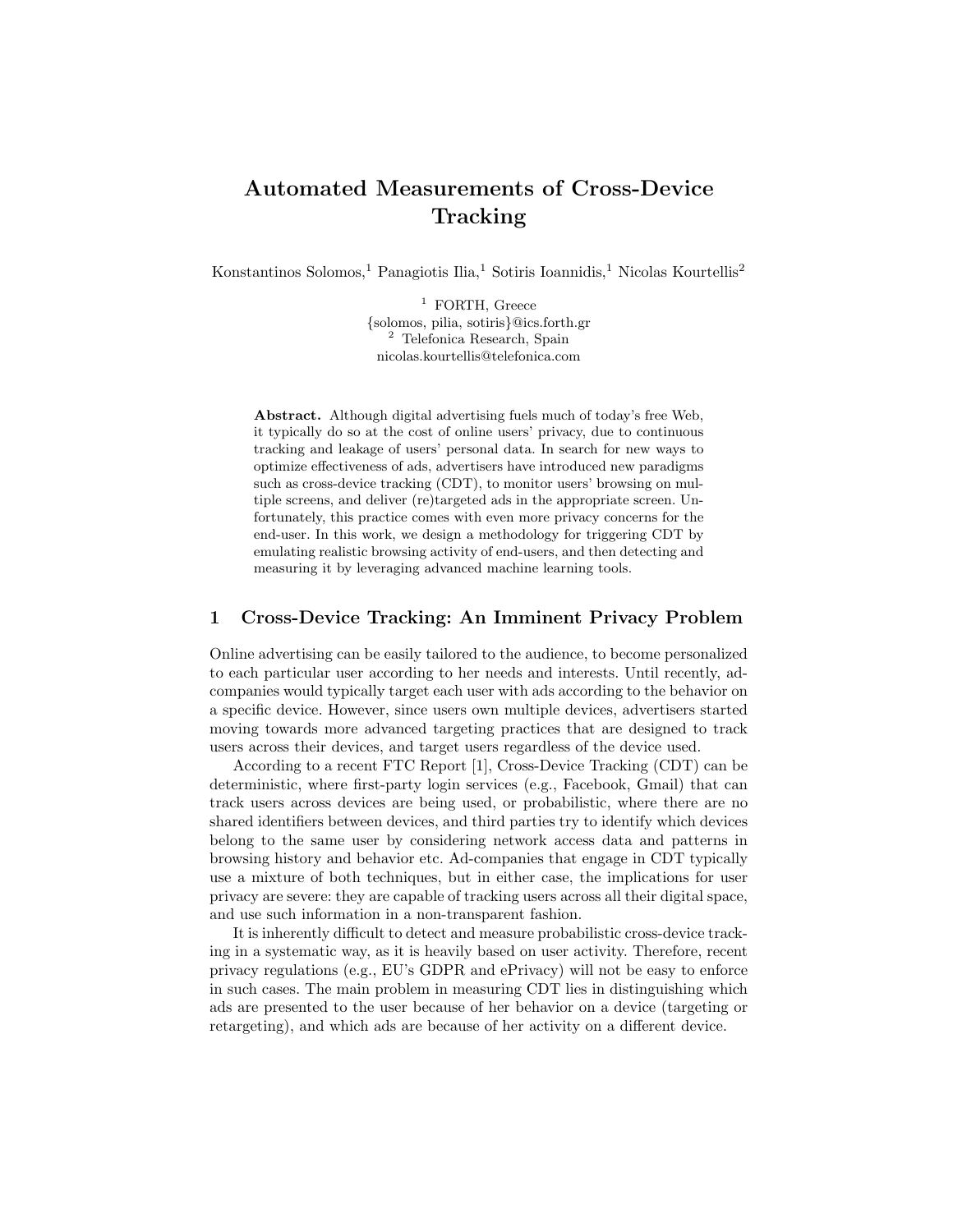# Automated Measurements of Cross-Device Tracking

Konstantinos Solomos,[1] Panagiotis Ilia,[1] Sotiris Ioannidis,[1] Nicolas Kourtellis[2]

[1] FORTH, Greece
{solomos, pilia, sotiris}@ics.forth.gr
[2] Telefonica Research, Spain
nicolas.kourtellis@telefonica.com

**Abstract.** Although digital advertising fuels much of today's free Web, it typically do so at the cost of online users' privacy, due to continuous tracking and leakage of users' personal data. In search for new ways to optimize effectiveness of ads, advertisers have introduced new paradigms such as cross-device tracking (CDT), to monitor users' browsing on multiple screens, and deliver (re)targeted ads in the appropriate screen. Unfortunately, this practice comes with even more privacy concerns for the end-user. In this work, we design a methodology for triggering CDT by emulating realistic browsing activity of end-users, and then detecting and measuring it by leveraging advanced machine learning tools.

## 1 Cross-Device Tracking: An Imminent Privacy Problem

Online advertising can be easily tailored to the audience, to become personalized to each particular user according to her needs and interests. Until recently, ad-companies would typically target each user with ads according to the behavior on a specific device. However, since users own multiple devices, advertisers started moving towards more advanced targeting practices that are designed to track users across their devices, and target users regardless of the device used.

According to a recent FTC Report [1], Cross-Device Tracking (CDT) can be deterministic, where first-party login services (e.g., Facebook, Gmail) that can track users across devices are being used, or probabilistic, where there are no shared identifiers between devices, and third parties try to identify which devices belong to the same user by considering network access data and patterns in browsing history and behavior etc. Ad-companies that engage in CDT typically use a mixture of both techniques, but in either case, the implications for user privacy are severe: they are capable of tracking users across all their digital space, and use such information in a non-transparent fashion.

It is inherently difficult to detect and measure probabilistic cross-device tracking in a systematic way, as it is heavily based on user activity. Therefore, recent privacy regulations (e.g., EU's GDPR and ePrivacy) will not be easy to enforce in such cases. The main problem in measuring CDT lies in distinguishing which ads are presented to the user because of her behavior on a device (targeting or retargeting), and which ads are because of her activity on a different device.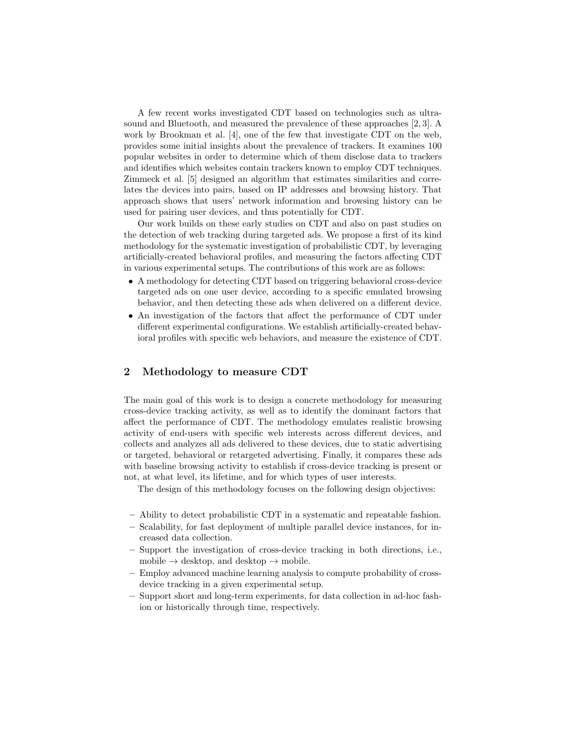A few recent works investigated CDT based on technologies such as ultrasound and Bluetooth, and measured the prevalence of these approaches [2, 3]. A work by Brookman et al. [4], one of the few that investigate CDT on the web, provides some initial insights about the prevalence of trackers. It examines 100 popular websites in order to determine which of them disclose data to trackers and identifies which websites contain trackers known to employ CDT techniques. Zimmeck et al. [5] designed an algorithm that estimates similarities and correlates the devices into pairs, based on IP addresses and browsing history. That approach shows that users' network information and browsing history can be used for pairing user devices, and thus potentially for CDT.

Our work builds on these early studies on CDT and also on past studies on the detection of web tracking during targeted ads. We propose a first of its kind methodology for the systematic investigation of probabilistic CDT, by leveraging artificially-created behavioral profiles, and measuring the factors affecting CDT in various experimental setups. The contributions of this work are as follows:

- A methodology for detecting CDT based on triggering behavioral cross-device targeted ads on one user device, according to a specific emulated browsing behavior, and then detecting these ads when delivered on a different device.
- An investigation of the factors that affect the performance of CDT under different experimental configurations. We establish artificially-created behavioral profiles with specific web behaviors, and measure the existence of CDT.

## 2 Methodology to measure CDT

The main goal of this work is to design a concrete methodology for measuring cross-device tracking activity, as well as to identify the dominant factors that affect the performance of CDT. The methodology emulates realistic browsing activity of end-users with specific web interests across different devices, and collects and analyzes all ads delivered to these devices, due to static advertising or targeted, behavioral or retargeted advertising. Finally, it compares these ads with baseline browsing activity to establish if cross-device tracking is present or not, at what level, its lifetime, and for which types of user interests.

The design of this methodology focuses on the following design objectives:

- Ability to detect probabilistic CDT in a systematic and repeatable fashion.
- Scalability, for fast deployment of multiple parallel device instances, for increased data collection.
- Support the investigation of cross-device tracking in both directions, i.e., mobile → desktop, and desktop → mobile.
- Employ advanced machine learning analysis to compute probability of cross-device tracking in a given experimental setup.
- Support short and long-term experiments, for data collection in ad-hoc fashion or historically through time, respectively.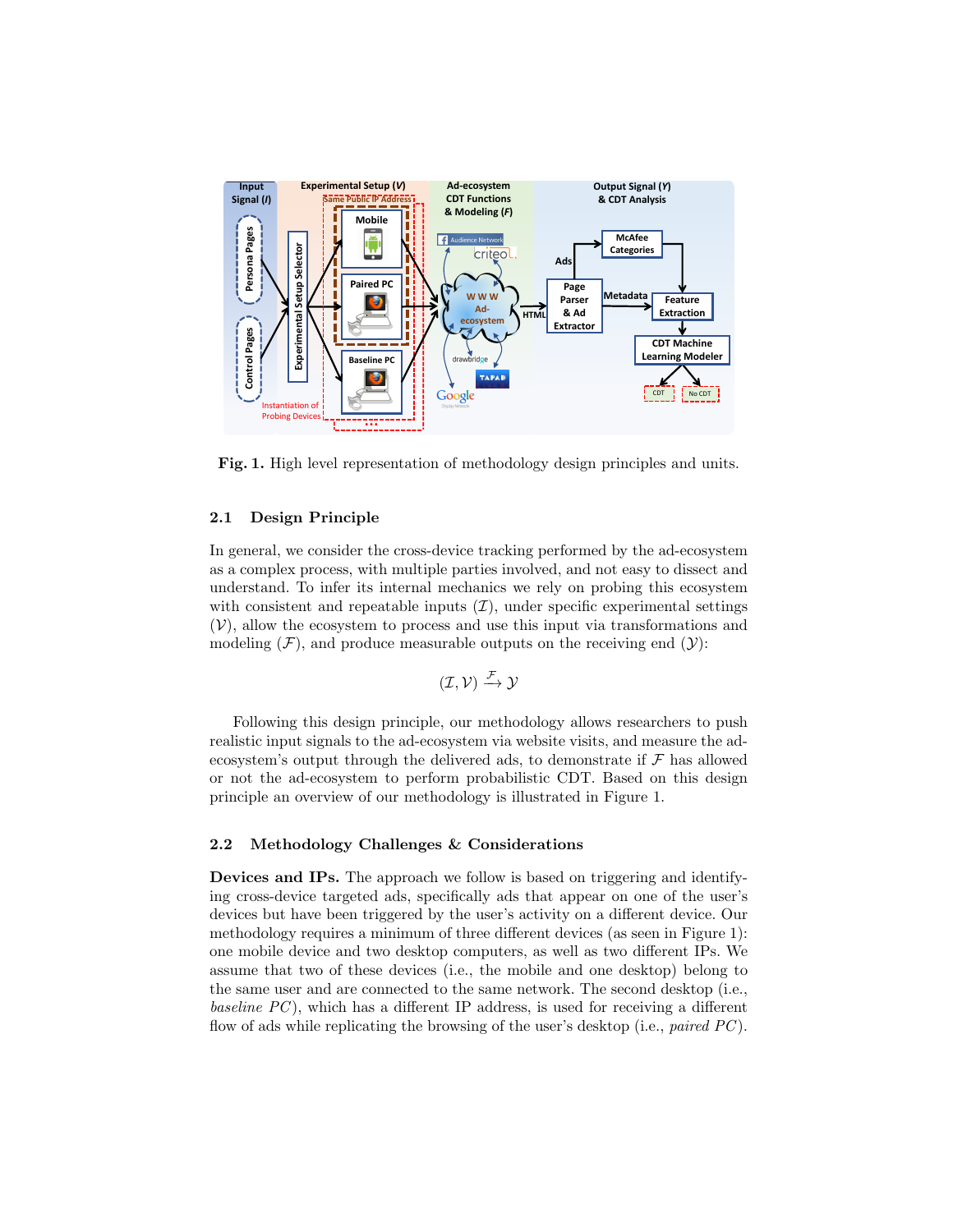**Fig. 1.** High level representation of methodology design principles and units.

### 2.1 Design Principle

In general, we consider the cross-device tracking performed by the ad-ecosystem as a complex process, with multiple parties involved, and not easy to dissect and understand. To infer its internal mechanics we rely on probing this ecosystem with consistent and repeatable inputs ($\mathcal{I}$), under specific experimental settings ($\mathcal{V}$), allow the ecosystem to process and use this input via transformations and modeling ($\mathcal{F}$), and produce measurable outputs on the receiving end ($\mathcal{Y}$):

$$(\mathcal{I}, \mathcal{V}) \xrightarrow{\mathcal{F}} \mathcal{Y}$$

Following this design principle, our methodology allows researchers to push realistic input signals to the ad-ecosystem via website visits, and measure the ad-ecosystem's output through the delivered ads, to demonstrate if $\mathcal{F}$ has allowed or not the ad-ecosystem to perform probabilistic CDT. Based on this design principle an overview of our methodology is illustrated in Figure 1.

### 2.2 Methodology Challenges & Considerations

**Devices and IPs.** The approach we follow is based on triggering and identifying cross-device targeted ads, specifically ads that appear on one of the user's devices but have been triggered by the user's activity on a different device. Our methodology requires a minimum of three different devices (as seen in Figure 1): one mobile device and two desktop computers, as well as two different IPs. We assume that two of these devices (i.e., the mobile and one desktop) belong to the same user and are connected to the same network. The second desktop (i.e., *baseline PC*), which has a different IP address, is used for receiving a different flow of ads while replicating the browsing of the user's desktop (i.e., *paired PC*).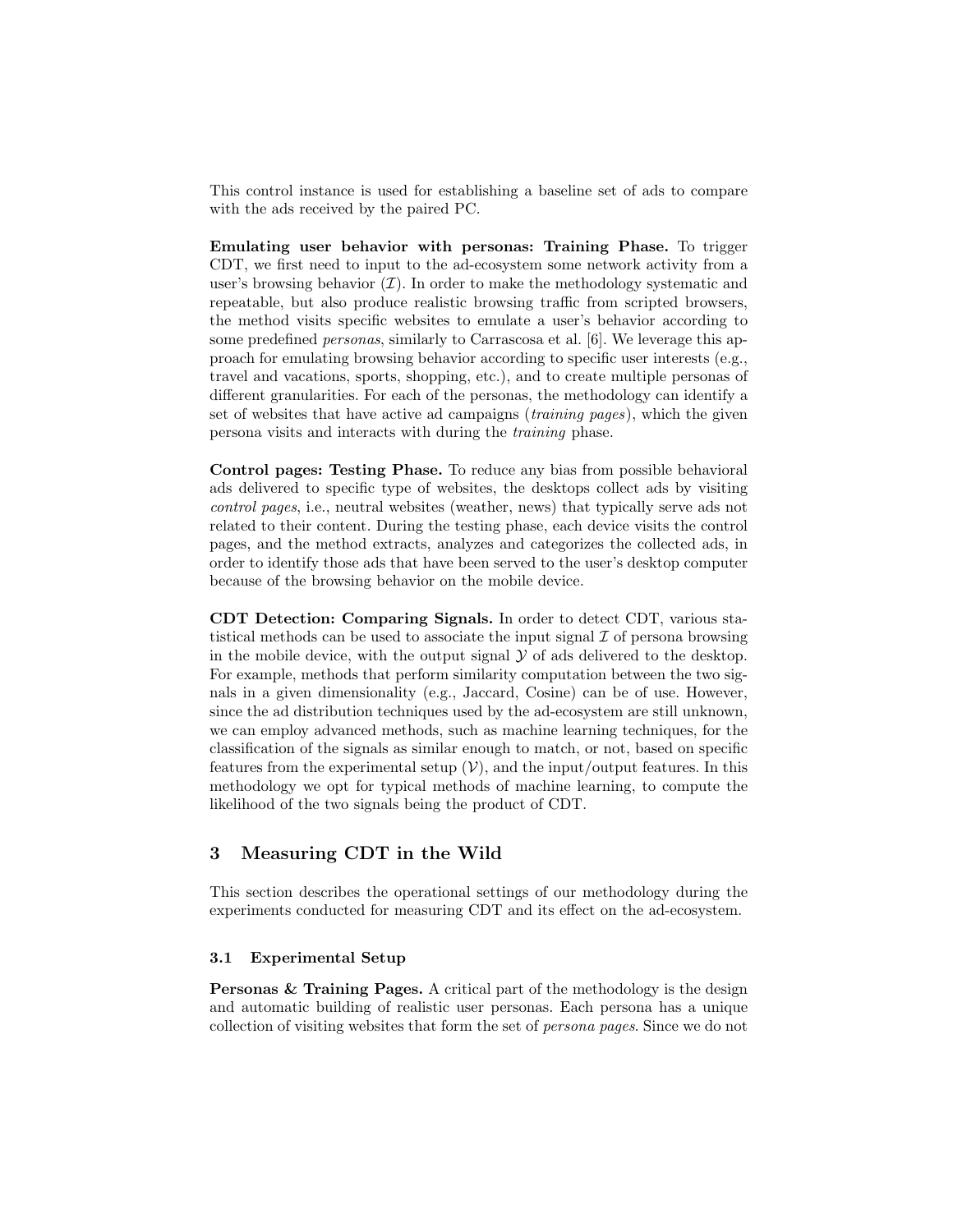This control instance is used for establishing a baseline set of ads to compare with the ads received by the paired PC.

**Emulating user behavior with personas: Training Phase.** To trigger CDT, we first need to input to the ad-ecosystem some network activity from a user's browsing behavior ($\mathcal{I}$). In order to make the methodology systematic and repeatable, but also produce realistic browsing traffic from scripted browsers, the method visits specific websites to emulate a user's behavior according to some predefined *personas*, similarly to Carrascosa et al. [6]. We leverage this approach for emulating browsing behavior according to specific user interests (e.g., travel and vacations, sports, shopping, etc.), and to create multiple personas of different granularities. For each of the personas, the methodology can identify a set of websites that have active ad campaigns (*training pages*), which the given persona visits and interacts with during the *training* phase.

**Control pages: Testing Phase.** To reduce any bias from possible behavioral ads delivered to specific type of websites, the desktops collect ads by visiting *control pages*, i.e., neutral websites (weather, news) that typically serve ads not related to their content. During the testing phase, each device visits the control pages, and the method extracts, analyzes and categorizes the collected ads, in order to identify those ads that have been served to the user's desktop computer because of the browsing behavior on the mobile device.

**CDT Detection: Comparing Signals.** In order to detect CDT, various statistical methods can be used to associate the input signal $\mathcal{I}$ of persona browsing in the mobile device, with the output signal $\mathcal{Y}$ of ads delivered to the desktop. For example, methods that perform similarity computation between the two signals in a given dimensionality (e.g., Jaccard, Cosine) can be of use. However, since the ad distribution techniques used by the ad-ecosystem are still unknown, we can employ advanced methods, such as machine learning techniques, for the classification of the signals as similar enough to match, or not, based on specific features from the experimental setup ($\mathcal{V}$), and the input/output features. In this methodology we opt for typical methods of machine learning, to compute the likelihood of the two signals being the product of CDT.

## 3 Measuring CDT in the Wild

This section describes the operational settings of our methodology during the experiments conducted for measuring CDT and its effect on the ad-ecosystem.

### 3.1 Experimental Setup

**Personas & Training Pages.** A critical part of the methodology is the design and automatic building of realistic user personas. Each persona has a unique collection of visiting websites that form the set of *persona pages*. Since we do not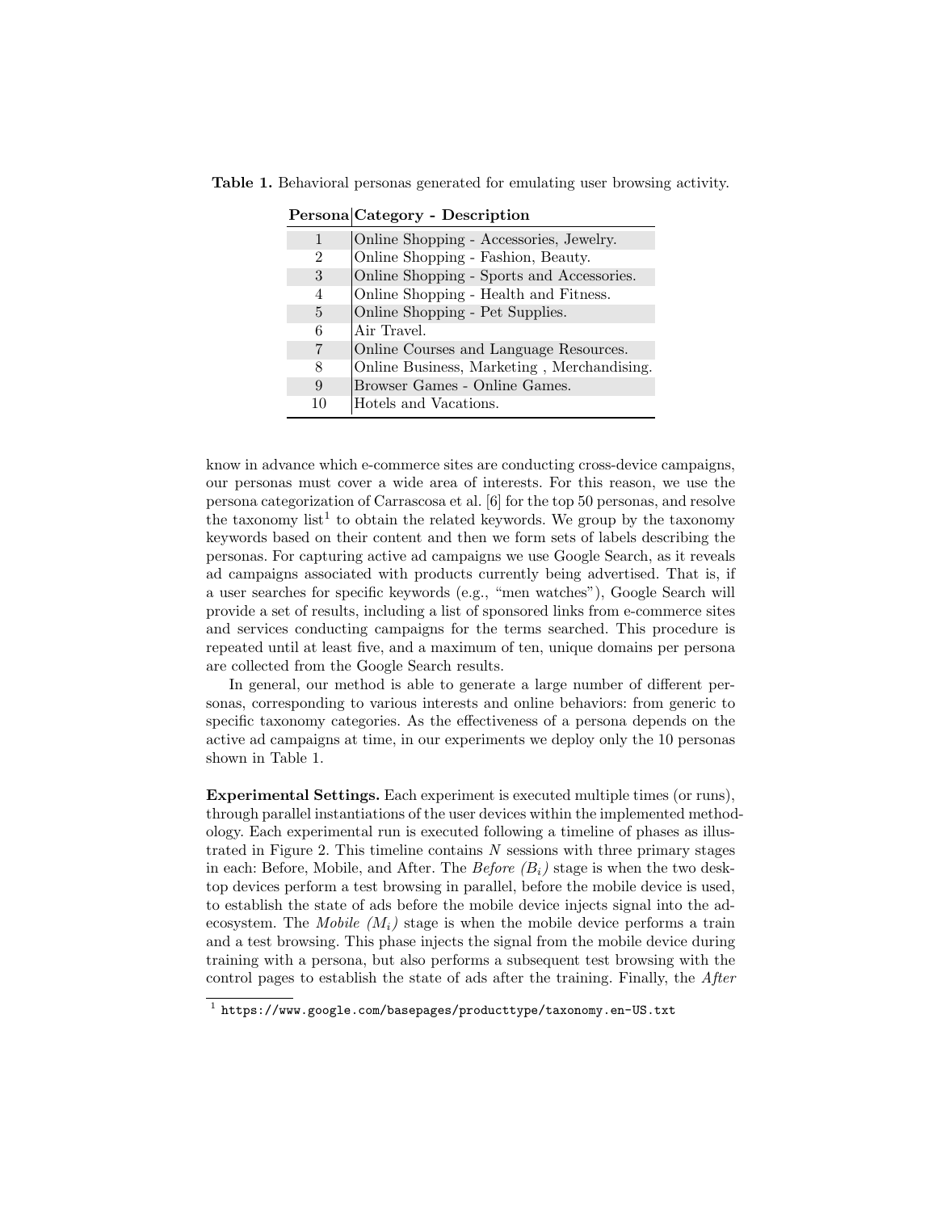**Table 1.** Behavioral personas generated for emulating user browsing activity.

| Persona | Category - Description |
| --- | --- |
| 1 | Online Shopping - Accessories, Jewelry. |
| 2 | Online Shopping - Fashion, Beauty. |
| 3 | Online Shopping - Sports and Accessories. |
| 4 | Online Shopping - Health and Fitness. |
| 5 | Online Shopping - Pet Supplies. |
| 6 | Air Travel. |
| 7 | Online Courses and Language Resources. |
| 8 | Online Business, Marketing , Merchandising. |
| 9 | Browser Games - Online Games. |
| 10 | Hotels and Vacations. |

know in advance which e-commerce sites are conducting cross-device campaigns, our personas must cover a wide area of interests. For this reason, we use the persona categorization of Carrascosa et al. [6] for the top 50 personas, and resolve the taxonomy list[1] to obtain the related keywords. We group by the taxonomy keywords based on their content and then we form sets of labels describing the personas. For capturing active ad campaigns we use Google Search, as it reveals ad campaigns associated with products currently being advertised. That is, if a user searches for specific keywords (e.g., "men watches"), Google Search will provide a set of results, including a list of sponsored links from e-commerce sites and services conducting campaigns for the terms searched. This procedure is repeated until at least five, and a maximum of ten, unique domains per persona are collected from the Google Search results.

In general, our method is able to generate a large number of different personas, corresponding to various interests and online behaviors: from generic to specific taxonomy categories. As the effectiveness of a persona depends on the active ad campaigns at time, in our experiments we deploy only the 10 personas shown in Table 1.

**Experimental Settings.** Each experiment is executed multiple times (or runs), through parallel instantiations of the user devices within the implemented methodology. Each experimental run is executed following a timeline of phases as illustrated in Figure 2. This timeline contains $N$ sessions with three primary stages in each: Before, Mobile, and After. The *Before ($B_i$)* stage is when the two desktop devices perform a test browsing in parallel, before the mobile device is used, to establish the state of ads before the mobile device injects signal into the ad-ecosystem. The *Mobile ($M_i$)* stage is when the mobile device performs a train and a test browsing. This phase injects the signal from the mobile device during training with a persona, but also performs a subsequent test browsing with the control pages to establish the state of ads after the training. Finally, the *After*

[1] `https://www.google.com/basepages/producttype/taxonomy.en-US.txt`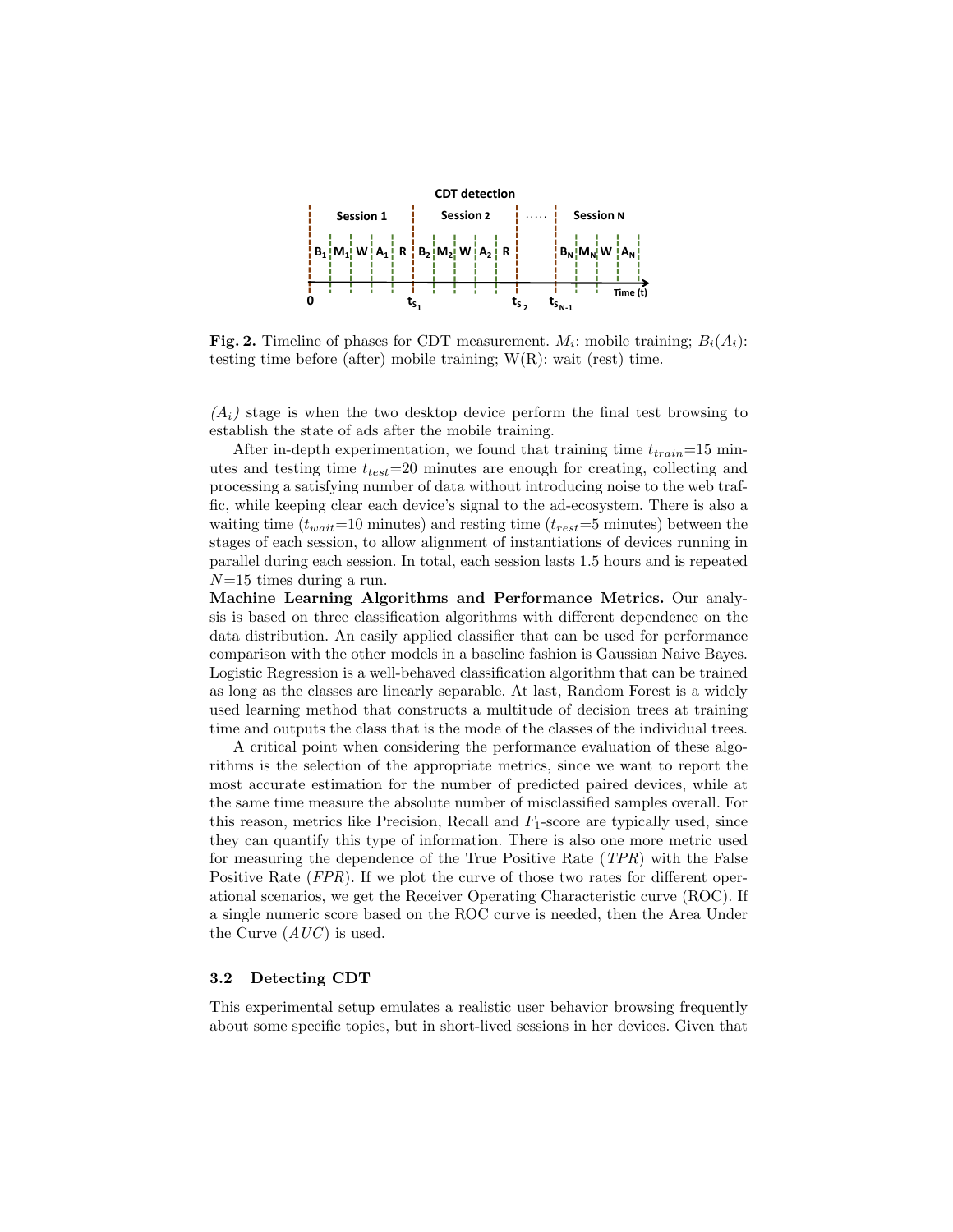CDT detection

Session 1

Session 2

.....

Session N

B1 M1 W A1 R B2 M2 W A2 R B$_N$ M$_N$ W A$_N$

0

$t_{S_1}$

$t_{S_2}$

$t_{S_{N-1}}$

Time (t)

**Fig. 2.** Timeline of phases for CDT measurement. $M_i$: mobile training; $B_i(A_i)$: testing time before (after) mobile training; W(R): wait (rest) time.

*($A_i$)* stage is when the two desktop device perform the final test browsing to establish the state of ads after the mobile training.

After in-depth experimentation, we found that training time $t_{train}$=15 minutes and testing time $t_{test}$=20 minutes are enough for creating, collecting and processing a satisfying number of data without introducing noise to the web traffic, while keeping clear each device's signal to the ad-ecosystem. There is also a waiting time ($t_{wait}$=10 minutes) and resting time ($t_{rest}$=5 minutes) between the stages of each session, to allow alignment of instantiations of devices running in parallel during each session. In total, each session lasts 1.5 hours and is repeated $N$=15 times during a run.

**Machine Learning Algorithms and Performance Metrics.** Our analysis is based on three classification algorithms with different dependence on the data distribution. An easily applied classifier that can be used for performance comparison with the other models in a baseline fashion is Gaussian Naive Bayes. Logistic Regression is a well-behaved classification algorithm that can be trained as long as the classes are linearly separable. At last, Random Forest is a widely used learning method that constructs a multitude of decision trees at training time and outputs the class that is the mode of the classes of the individual trees.

A critical point when considering the performance evaluation of these algorithms is the selection of the appropriate metrics, since we want to report the most accurate estimation for the number of predicted paired devices, while at the same time measure the absolute number of misclassified samples overall. For this reason, metrics like Precision, Recall and $F_1$-score are typically used, since they can quantify this type of information. There is also one more metric used for measuring the dependence of the True Positive Rate ($TPR$) with the False Positive Rate ($FPR$). If we plot the curve of those two rates for different operational scenarios, we get the Receiver Operating Characteristic curve (ROC). If a single numeric score based on the ROC curve is needed, then the Area Under the Curve ($AUC$) is used.

### 3.2 Detecting CDT

This experimental setup emulates a realistic user behavior browsing frequently about some specific topics, but in short-lived sessions in her devices. Given that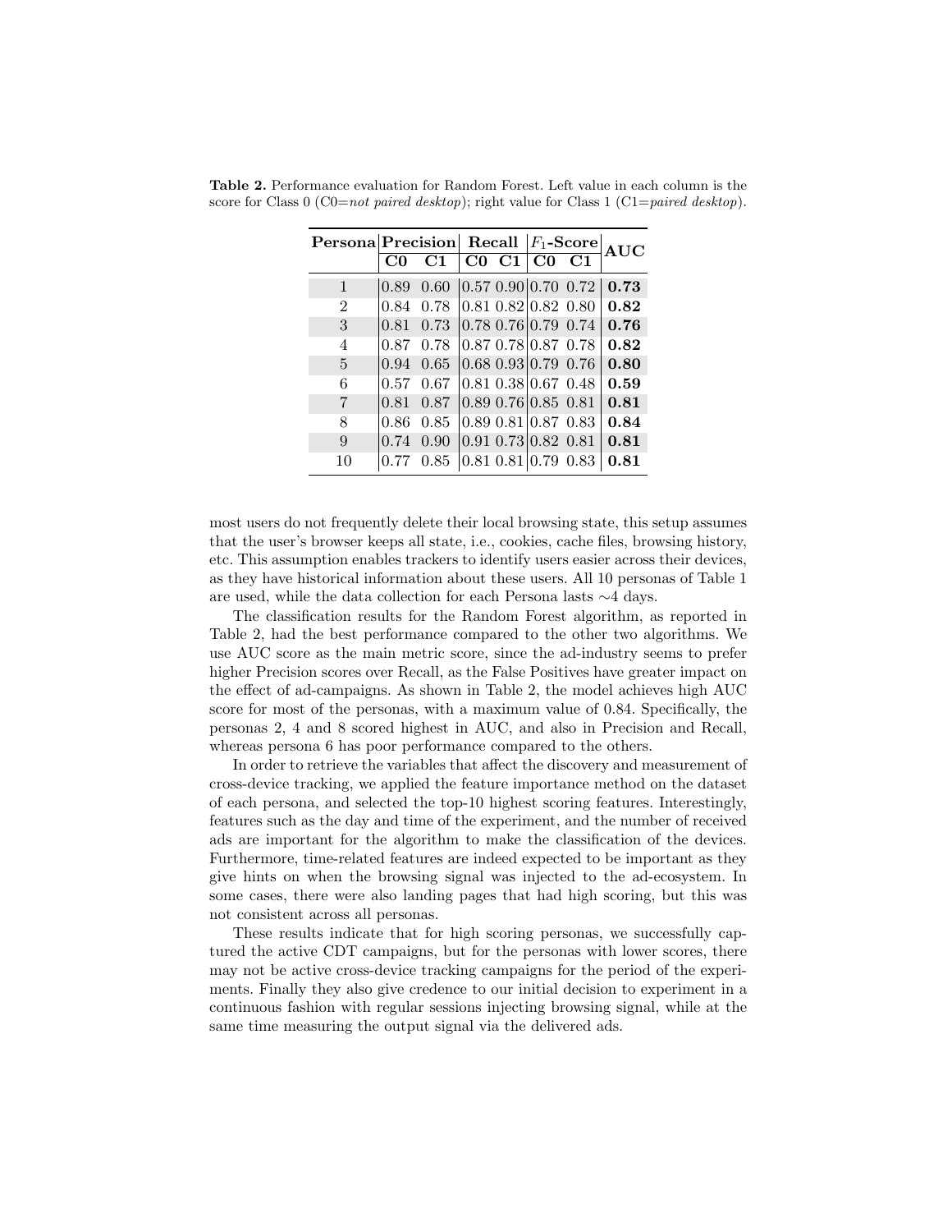**Table 2.** Performance evaluation for Random Forest. Left value in each column is the score for Class 0 (C0=*not paired desktop*); right value for Class 1 (C1=*paired desktop*).

| Persona | Precision | | Recall | | $F_1$-Score | | AUC |
|---|---|---|---|---|---|---|---|
| | C0 | C1 | C0 | C1 | C0 | C1 | |
| 1 | 0.89 | 0.60 | 0.57 | 0.90 | 0.70 | 0.72 | **0.73** |
| 2 | 0.84 | 0.78 | 0.81 | 0.82 | 0.82 | 0.80 | **0.82** |
| 3 | 0.81 | 0.73 | 0.78 | 0.76 | 0.79 | 0.74 | **0.76** |
| 4 | 0.87 | 0.78 | 0.87 | 0.78 | 0.87 | 0.78 | **0.82** |
| 5 | 0.94 | 0.65 | 0.68 | 0.93 | 0.79 | 0.76 | **0.80** |
| 6 | 0.57 | 0.67 | 0.81 | 0.38 | 0.67 | 0.48 | **0.59** |
| 7 | 0.81 | 0.87 | 0.89 | 0.76 | 0.85 | 0.81 | **0.81** |
| 8 | 0.86 | 0.85 | 0.89 | 0.81 | 0.87 | 0.83 | **0.84** |
| 9 | 0.74 | 0.90 | 0.91 | 0.73 | 0.82 | 0.81 | **0.81** |
| 10 | 0.77 | 0.85 | 0.81 | 0.81 | 0.79 | 0.83 | **0.81** |

most users do not frequently delete their local browsing state, this setup assumes that the user's browser keeps all state, i.e., cookies, cache files, browsing history, etc. This assumption enables trackers to identify users easier across their devices, as they have historical information about these users. All 10 personas of Table 1 are used, while the data collection for each Persona lasts $\sim$4 days.

The classification results for the Random Forest algorithm, as reported in Table 2, had the best performance compared to the other two algorithms. We use AUC score as the main metric score, since the ad-industry seems to prefer higher Precision scores over Recall, as the False Positives have greater impact on the effect of ad-campaigns. As shown in Table 2, the model achieves high AUC score for most of the personas, with a maximum value of 0.84. Specifically, the personas 2, 4 and 8 scored highest in AUC, and also in Precision and Recall, whereas persona 6 has poor performance compared to the others.

In order to retrieve the variables that affect the discovery and measurement of cross-device tracking, we applied the feature importance method on the dataset of each persona, and selected the top-10 highest scoring features. Interestingly, features such as the day and time of the experiment, and the number of received ads are important for the algorithm to make the classification of the devices. Furthermore, time-related features are indeed expected to be important as they give hints on when the browsing signal was injected to the ad-ecosystem. In some cases, there were also landing pages that had high scoring, but this was not consistent across all personas.

These results indicate that for high scoring personas, we successfully captured the active CDT campaigns, but for the personas with lower scores, there may not be active cross-device tracking campaigns for the period of the experiments. Finally they also give credence to our initial decision to experiment in a continuous fashion with regular sessions injecting browsing signal, while at the same time measuring the output signal via the delivered ads.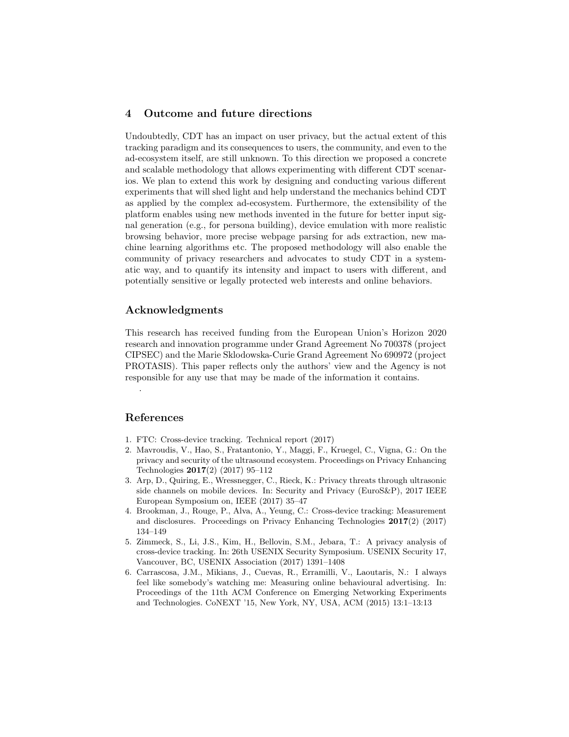## 4 Outcome and future directions

Undoubtedly, CDT has an impact on user privacy, but the actual extent of this tracking paradigm and its consequences to users, the community, and even to the ad-ecosystem itself, are still unknown. To this direction we proposed a concrete and scalable methodology that allows experimenting with different CDT scenarios. We plan to extend this work by designing and conducting various different experiments that will shed light and help understand the mechanics behind CDT as applied by the complex ad-ecosystem. Furthermore, the extensibility of the platform enables using new methods invented in the future for better input signal generation (e.g., for persona building), device emulation with more realistic browsing behavior, more precise webpage parsing for ads extraction, new machine learning algorithms etc. The proposed methodology will also enable the community of privacy researchers and advocates to study CDT in a systematic way, and to quantify its intensity and impact to users with different, and potentially sensitive or legally protected web interests and online behaviors.

## Acknowledgments

This research has received funding from the European Union's Horizon 2020 research and innovation programme under Grand Agreement No 700378 (project CIPSEC) and the Marie Sklodowska-Curie Grand Agreement No 690972 (project PROTASIS). This paper reflects only the authors' view and the Agency is not responsible for any use that may be made of the information it contains.

.

## References

1. FTC: Cross-device tracking. Technical report (2017)
2. Mavroudis, V., Hao, S., Fratantonio, Y., Maggi, F., Kruegel, C., Vigna, G.: On the privacy and security of the ultrasound ecosystem. Proceedings on Privacy Enhancing Technologies **2017**(2) (2017) 95–112
3. Arp, D., Quiring, E., Wressnegger, C., Rieck, K.: Privacy threats through ultrasonic side channels on mobile devices. In: Security and Privacy (EuroS&P), 2017 IEEE European Symposium on, IEEE (2017) 35–47
4. Brookman, J., Rouge, P., Alva, A., Yeung, C.: Cross-device tracking: Measurement and disclosures. Proceedings on Privacy Enhancing Technologies **2017**(2) (2017) 134–149
5. Zimmeck, S., Li, J.S., Kim, H., Bellovin, S.M., Jebara, T.: A privacy analysis of cross-device tracking. In: 26th USENIX Security Symposium. USENIX Security 17, Vancouver, BC, USENIX Association (2017) 1391–1408
6. Carrascosa, J.M., Mikians, J., Cuevas, R., Erramilli, V., Laoutaris, N.: I always feel like somebody's watching me: Measuring online behavioural advertising. In: Proceedings of the 11th ACM Conference on Emerging Networking Experiments and Technologies. CoNEXT '15, New York, NY, USA, ACM (2015) 13:1–13:13